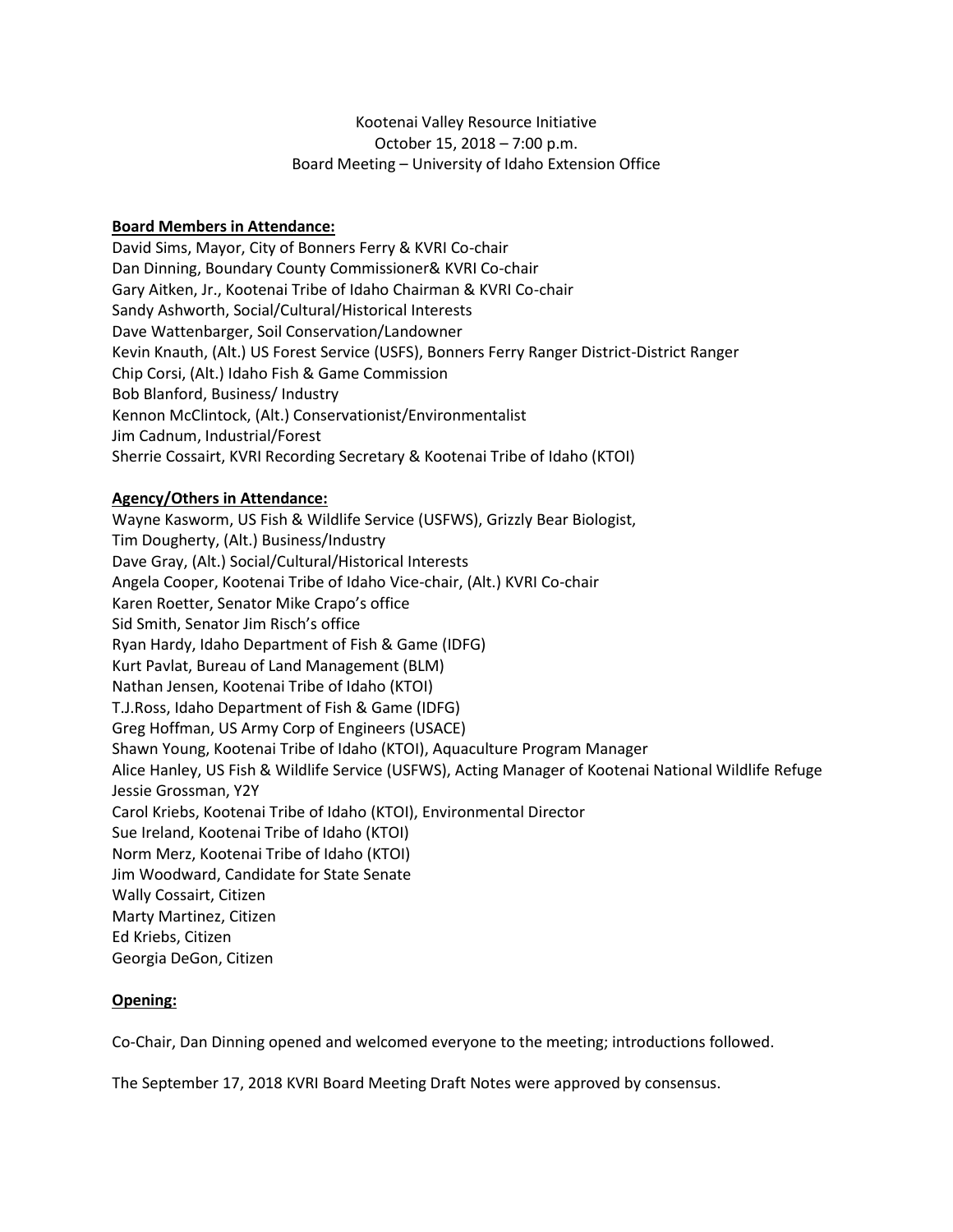Kootenai Valley Resource Initiative
October 15, 2018 – 7:00 p.m.
Board Meeting – University of Idaho Extension Office

**Board Members in Attendance:**

David Sims, Mayor, City of Bonners Ferry & KVRI Co-chair
Dan Dinning, Boundary County Commissioner& KVRI Co-chair
Gary Aitken, Jr., Kootenai Tribe of Idaho Chairman & KVRI Co-chair
Sandy Ashworth, Social/Cultural/Historical Interests
Dave Wattenbarger, Soil Conservation/Landowner
Kevin Knauth, (Alt.) US Forest Service (USFS), Bonners Ferry Ranger District-District Ranger
Chip Corsi, (Alt.) Idaho Fish & Game Commission
Bob Blanford, Business/ Industry
Kennon McClintock, (Alt.) Conservationist/Environmentalist
Jim Cadnum, Industrial/Forest
Sherrie Cossairt, KVRI Recording Secretary & Kootenai Tribe of Idaho (KTOI)

**Agency/Others in Attendance:**

Wayne Kasworm, US Fish & Wildlife Service (USFWS), Grizzly Bear Biologist,
Tim Dougherty, (Alt.) Business/Industry
Dave Gray, (Alt.) Social/Cultural/Historical Interests
Angela Cooper, Kootenai Tribe of Idaho Vice-chair, (Alt.) KVRI Co-chair
Karen Roetter, Senator Mike Crapo's office
Sid Smith, Senator Jim Risch's office
Ryan Hardy, Idaho Department of Fish & Game (IDFG)
Kurt Pavlat, Bureau of Land Management (BLM)
Nathan Jensen, Kootenai Tribe of Idaho (KTOI)
T.J.Ross, Idaho Department of Fish & Game (IDFG)
Greg Hoffman, US Army Corp of Engineers (USACE)
Shawn Young, Kootenai Tribe of Idaho (KTOI), Aquaculture Program Manager
Alice Hanley, US Fish & Wildlife Service (USFWS), Acting Manager of Kootenai National Wildlife Refuge
Jessie Grossman, Y2Y
Carol Kriebs, Kootenai Tribe of Idaho (KTOI), Environmental Director
Sue Ireland, Kootenai Tribe of Idaho (KTOI)
Norm Merz, Kootenai Tribe of Idaho (KTOI)
Jim Woodward, Candidate for State Senate
Wally Cossairt, Citizen
Marty Martinez, Citizen
Ed Kriebs, Citizen
Georgia DeGon, Citizen

**Opening:**

Co-Chair, Dan Dinning opened and welcomed everyone to the meeting; introductions followed.

The September 17, 2018 KVRI Board Meeting Draft Notes were approved by consensus.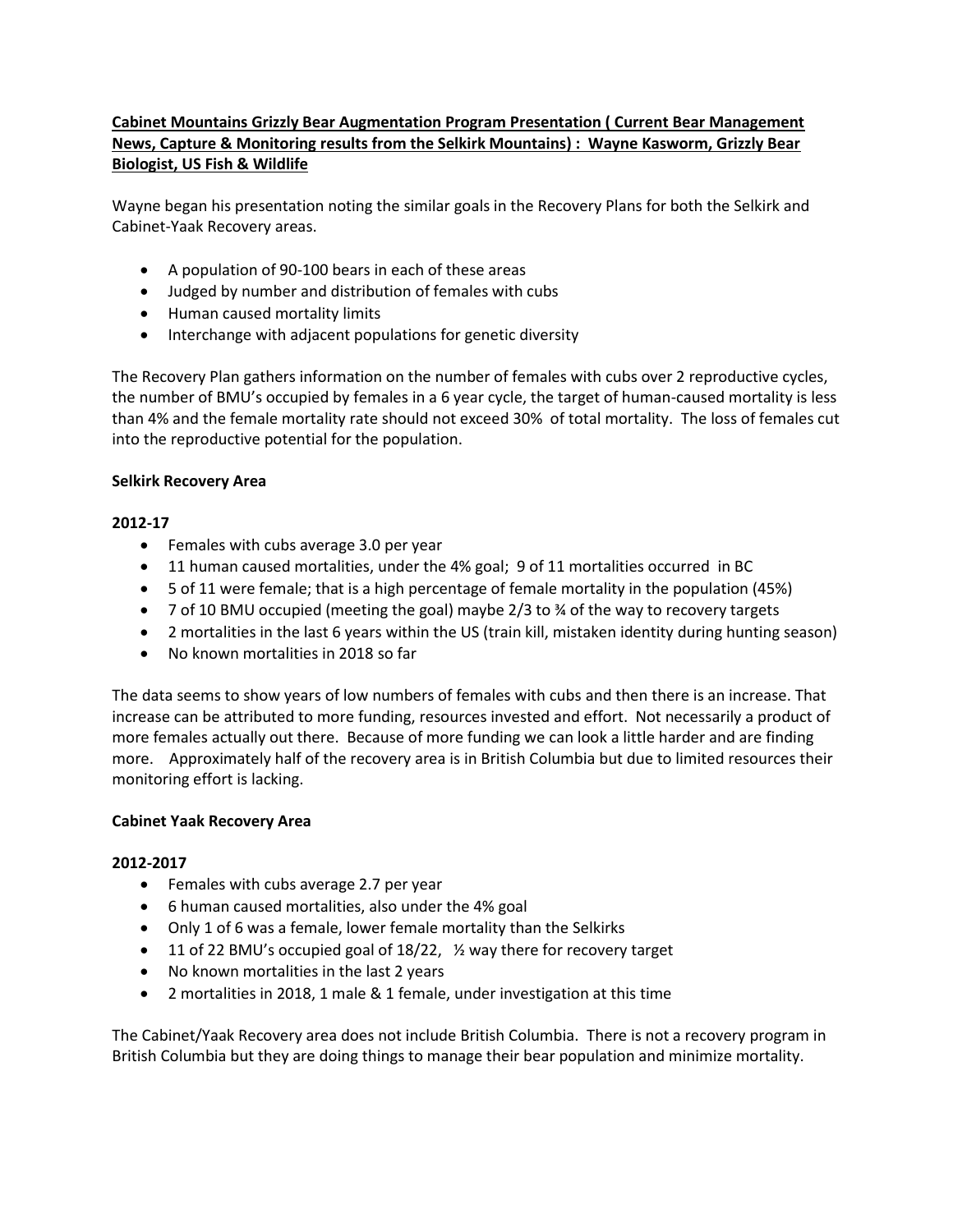**Cabinet Mountains Grizzly Bear Augmentation Program Presentation ( Current Bear Management News, Capture & Monitoring results from the Selkirk Mountains) : Wayne Kasworm, Grizzly Bear Biologist, US Fish & Wildlife**

Wayne began his presentation noting the similar goals in the Recovery Plans for both the Selkirk and Cabinet-Yaak Recovery areas.

- A population of 90-100 bears in each of these areas
- Judged by number and distribution of females with cubs
- Human caused mortality limits
- Interchange with adjacent populations for genetic diversity

The Recovery Plan gathers information on the number of females with cubs over 2 reproductive cycles, the number of BMU's occupied by females in a 6 year cycle, the target of human-caused mortality is less than 4% and the female mortality rate should not exceed 30% of total mortality. The loss of females cut into the reproductive potential for the population.

**Selkirk Recovery Area**

**2012-17**

- Females with cubs average 3.0 per year
- 11 human caused mortalities, under the 4% goal; 9 of 11 mortalities occurred in BC
- 5 of 11 were female; that is a high percentage of female mortality in the population (45%)
- 7 of 10 BMU occupied (meeting the goal) maybe 2/3 to ¾ of the way to recovery targets
- 2 mortalities in the last 6 years within the US (train kill, mistaken identity during hunting season)
- No known mortalities in 2018 so far

The data seems to show years of low numbers of females with cubs and then there is an increase. That increase can be attributed to more funding, resources invested and effort. Not necessarily a product of more females actually out there. Because of more funding we can look a little harder and are finding more. Approximately half of the recovery area is in British Columbia but due to limited resources their monitoring effort is lacking.

**Cabinet Yaak Recovery Area**

**2012-2017**

- Females with cubs average 2.7 per year
- 6 human caused mortalities, also under the 4% goal
- Only 1 of 6 was a female, lower female mortality than the Selkirks
- 11 of 22 BMU's occupied goal of 18/22, ½ way there for recovery target
- No known mortalities in the last 2 years
- 2 mortalities in 2018, 1 male & 1 female, under investigation at this time

The Cabinet/Yaak Recovery area does not include British Columbia. There is not a recovery program in British Columbia but they are doing things to manage their bear population and minimize mortality.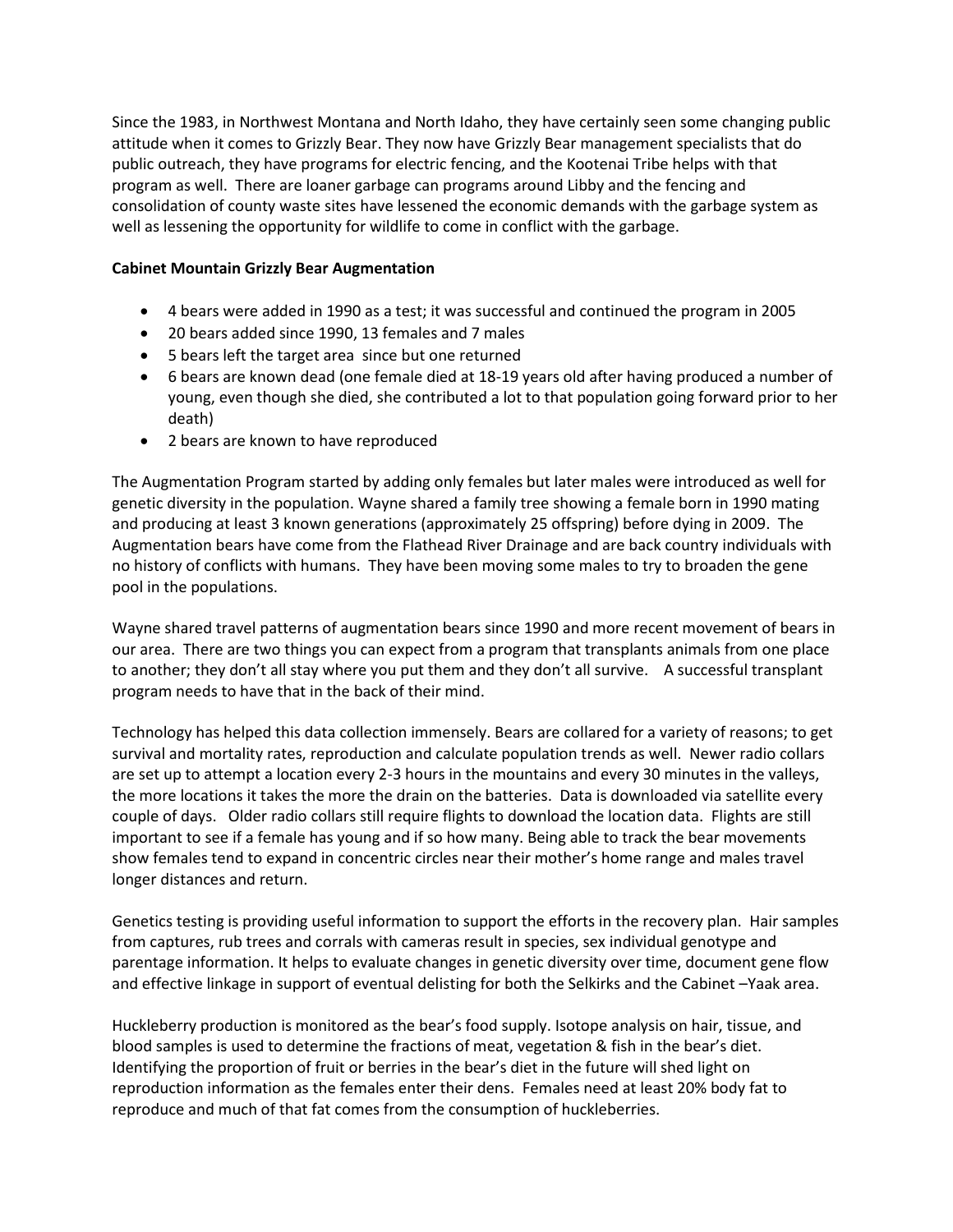Since the 1983, in Northwest Montana and North Idaho, they have certainly seen some changing public attitude when it comes to Grizzly Bear. They now have Grizzly Bear management specialists that do public outreach, they have programs for electric fencing, and the Kootenai Tribe helps with that program as well. There are loaner garbage can programs around Libby and the fencing and consolidation of county waste sites have lessened the economic demands with the garbage system as well as lessening the opportunity for wildlife to come in conflict with the garbage.

**Cabinet Mountain Grizzly Bear Augmentation**

- 4 bears were added in 1990 as a test; it was successful and continued the program in 2005
- 20 bears added since 1990, 13 females and 7 males
- 5 bears left the target area since but one returned
- 6 bears are known dead (one female died at 18-19 years old after having produced a number of young, even though she died, she contributed a lot to that population going forward prior to her death)
- 2 bears are known to have reproduced

The Augmentation Program started by adding only females but later males were introduced as well for genetic diversity in the population. Wayne shared a family tree showing a female born in 1990 mating and producing at least 3 known generations (approximately 25 offspring) before dying in 2009. The Augmentation bears have come from the Flathead River Drainage and are back country individuals with no history of conflicts with humans. They have been moving some males to try to broaden the gene pool in the populations.

Wayne shared travel patterns of augmentation bears since 1990 and more recent movement of bears in our area. There are two things you can expect from a program that transplants animals from one place to another; they don't all stay where you put them and they don't all survive. A successful transplant program needs to have that in the back of their mind.

Technology has helped this data collection immensely. Bears are collared for a variety of reasons; to get survival and mortality rates, reproduction and calculate population trends as well. Newer radio collars are set up to attempt a location every 2-3 hours in the mountains and every 30 minutes in the valleys, the more locations it takes the more the drain on the batteries. Data is downloaded via satellite every couple of days. Older radio collars still require flights to download the location data. Flights are still important to see if a female has young and if so how many. Being able to track the bear movements show females tend to expand in concentric circles near their mother's home range and males travel longer distances and return.

Genetics testing is providing useful information to support the efforts in the recovery plan. Hair samples from captures, rub trees and corrals with cameras result in species, sex individual genotype and parentage information. It helps to evaluate changes in genetic diversity over time, document gene flow and effective linkage in support of eventual delisting for both the Selkirks and the Cabinet –Yaak area.

Huckleberry production is monitored as the bear's food supply. Isotope analysis on hair, tissue, and blood samples is used to determine the fractions of meat, vegetation & fish in the bear's diet. Identifying the proportion of fruit or berries in the bear's diet in the future will shed light on reproduction information as the females enter their dens. Females need at least 20% body fat to reproduce and much of that fat comes from the consumption of huckleberries.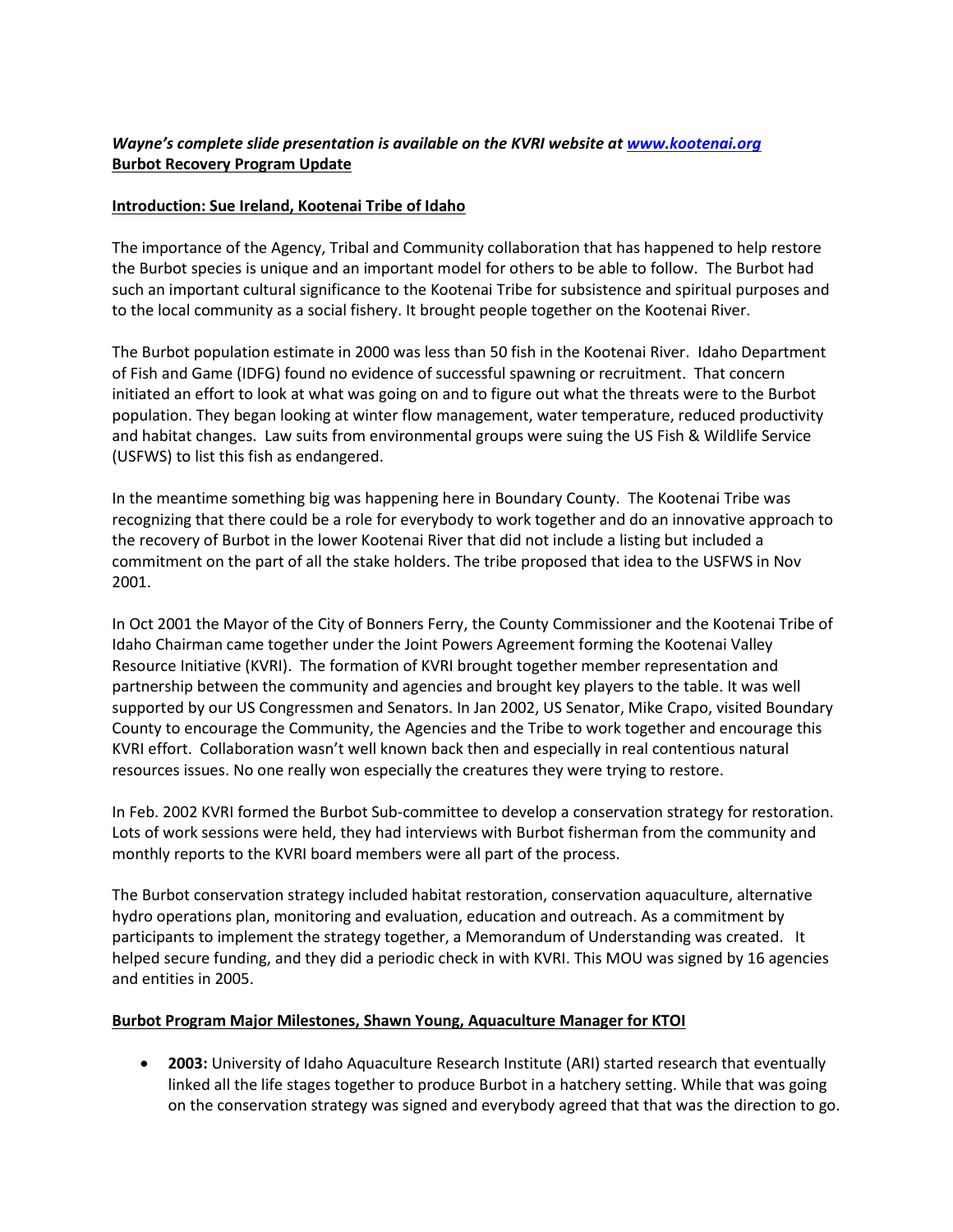***Wayne's complete slide presentation is available on the KVRI website at [www.kootenai.org](www.kootenai.org)***
**Burbot Recovery Program Update**

**Introduction: Sue Ireland, Kootenai Tribe of Idaho**

The importance of the Agency, Tribal and Community collaboration that has happened to help restore the Burbot species is unique and an important model for others to be able to follow. The Burbot had such an important cultural significance to the Kootenai Tribe for subsistence and spiritual purposes and to the local community as a social fishery. It brought people together on the Kootenai River.

The Burbot population estimate in 2000 was less than 50 fish in the Kootenai River. Idaho Department of Fish and Game (IDFG) found no evidence of successful spawning or recruitment. That concern initiated an effort to look at what was going on and to figure out what the threats were to the Burbot population. They began looking at winter flow management, water temperature, reduced productivity and habitat changes. Law suits from environmental groups were suing the US Fish & Wildlife Service (USFWS) to list this fish as endangered.

In the meantime something big was happening here in Boundary County. The Kootenai Tribe was recognizing that there could be a role for everybody to work together and do an innovative approach to the recovery of Burbot in the lower Kootenai River that did not include a listing but included a commitment on the part of all the stake holders. The tribe proposed that idea to the USFWS in Nov 2001.

In Oct 2001 the Mayor of the City of Bonners Ferry, the County Commissioner and the Kootenai Tribe of Idaho Chairman came together under the Joint Powers Agreement forming the Kootenai Valley Resource Initiative (KVRI). The formation of KVRI brought together member representation and partnership between the community and agencies and brought key players to the table. It was well supported by our US Congressmen and Senators. In Jan 2002, US Senator, Mike Crapo, visited Boundary County to encourage the Community, the Agencies and the Tribe to work together and encourage this KVRI effort. Collaboration wasn't well known back then and especially in real contentious natural resources issues. No one really won especially the creatures they were trying to restore.

In Feb. 2002 KVRI formed the Burbot Sub-committee to develop a conservation strategy for restoration. Lots of work sessions were held, they had interviews with Burbot fisherman from the community and monthly reports to the KVRI board members were all part of the process.

The Burbot conservation strategy included habitat restoration, conservation aquaculture, alternative hydro operations plan, monitoring and evaluation, education and outreach. As a commitment by participants to implement the strategy together, a Memorandum of Understanding was created. It helped secure funding, and they did a periodic check in with KVRI. This MOU was signed by 16 agencies and entities in 2005.

**Burbot Program Major Milestones, Shawn Young, Aquaculture Manager for KTOI**

- **2003:** University of Idaho Aquaculture Research Institute (ARI) started research that eventually linked all the life stages together to produce Burbot in a hatchery setting. While that was going on the conservation strategy was signed and everybody agreed that that was the direction to go.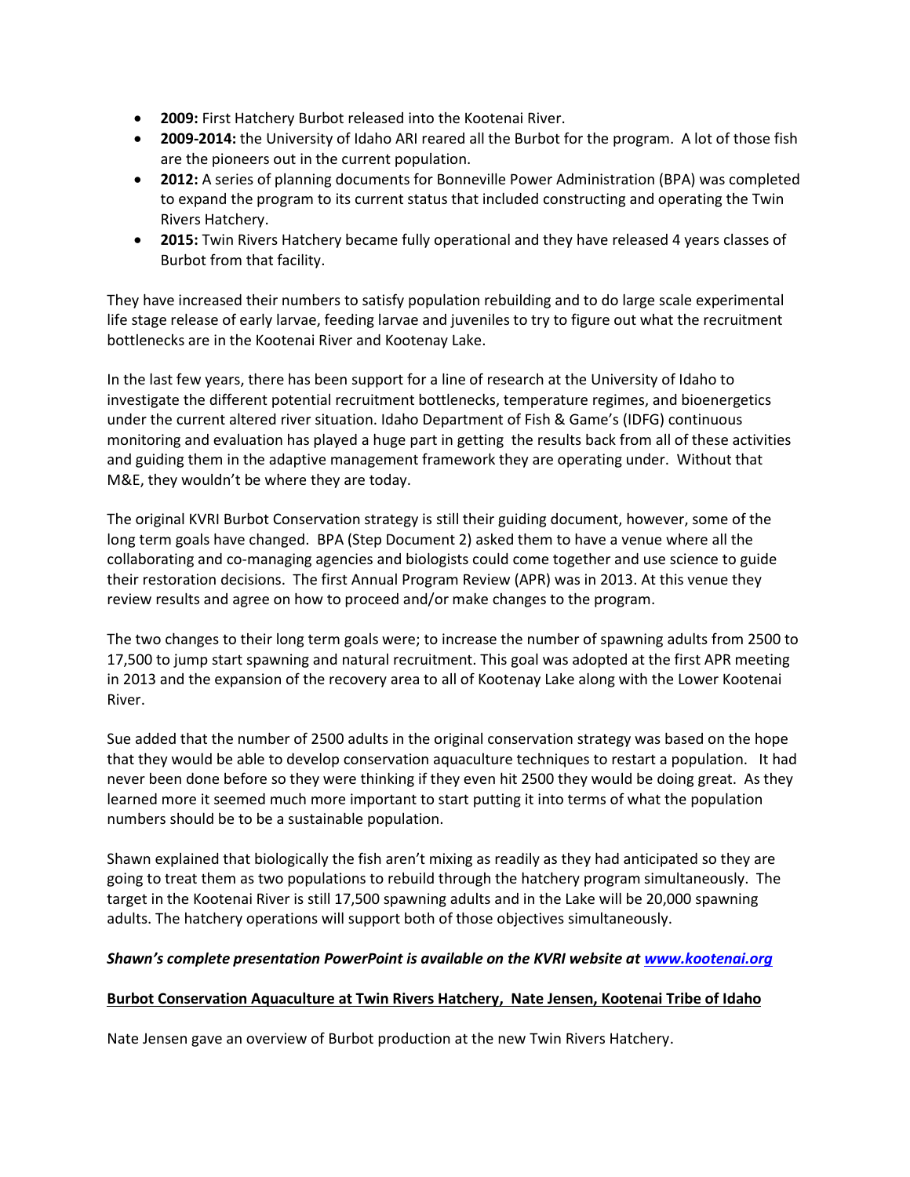- **2009:** First Hatchery Burbot released into the Kootenai River.
- **2009-2014:** the University of Idaho ARI reared all the Burbot for the program. A lot of those fish are the pioneers out in the current population.
- **2012:** A series of planning documents for Bonneville Power Administration (BPA) was completed to expand the program to its current status that included constructing and operating the Twin Rivers Hatchery.
- **2015:** Twin Rivers Hatchery became fully operational and they have released 4 years classes of Burbot from that facility.

They have increased their numbers to satisfy population rebuilding and to do large scale experimental life stage release of early larvae, feeding larvae and juveniles to try to figure out what the recruitment bottlenecks are in the Kootenai River and Kootenay Lake.

In the last few years, there has been support for a line of research at the University of Idaho to investigate the different potential recruitment bottlenecks, temperature regimes, and bioenergetics under the current altered river situation. Idaho Department of Fish & Game's (IDFG) continuous monitoring and evaluation has played a huge part in getting the results back from all of these activities and guiding them in the adaptive management framework they are operating under. Without that M&E, they wouldn't be where they are today.

The original KVRI Burbot Conservation strategy is still their guiding document, however, some of the long term goals have changed. BPA (Step Document 2) asked them to have a venue where all the collaborating and co-managing agencies and biologists could come together and use science to guide their restoration decisions. The first Annual Program Review (APR) was in 2013. At this venue they review results and agree on how to proceed and/or make changes to the program.

The two changes to their long term goals were; to increase the number of spawning adults from 2500 to 17,500 to jump start spawning and natural recruitment. This goal was adopted at the first APR meeting in 2013 and the expansion of the recovery area to all of Kootenay Lake along with the Lower Kootenai River.

Sue added that the number of 2500 adults in the original conservation strategy was based on the hope that they would be able to develop conservation aquaculture techniques to restart a population. It had never been done before so they were thinking if they even hit 2500 they would be doing great. As they learned more it seemed much more important to start putting it into terms of what the population numbers should be to be a sustainable population.

Shawn explained that biologically the fish aren't mixing as readily as they had anticipated so they are going to treat them as two populations to rebuild through the hatchery program simultaneously. The target in the Kootenai River is still 17,500 spawning adults and in the Lake will be 20,000 spawning adults. The hatchery operations will support both of those objectives simultaneously.

***Shawn's complete presentation PowerPoint is available on the KVRI website at [www.kootenai.org](www.kootenai.org)***

**Burbot Conservation Aquaculture at Twin Rivers Hatchery, Nate Jensen, Kootenai Tribe of Idaho**

Nate Jensen gave an overview of Burbot production at the new Twin Rivers Hatchery.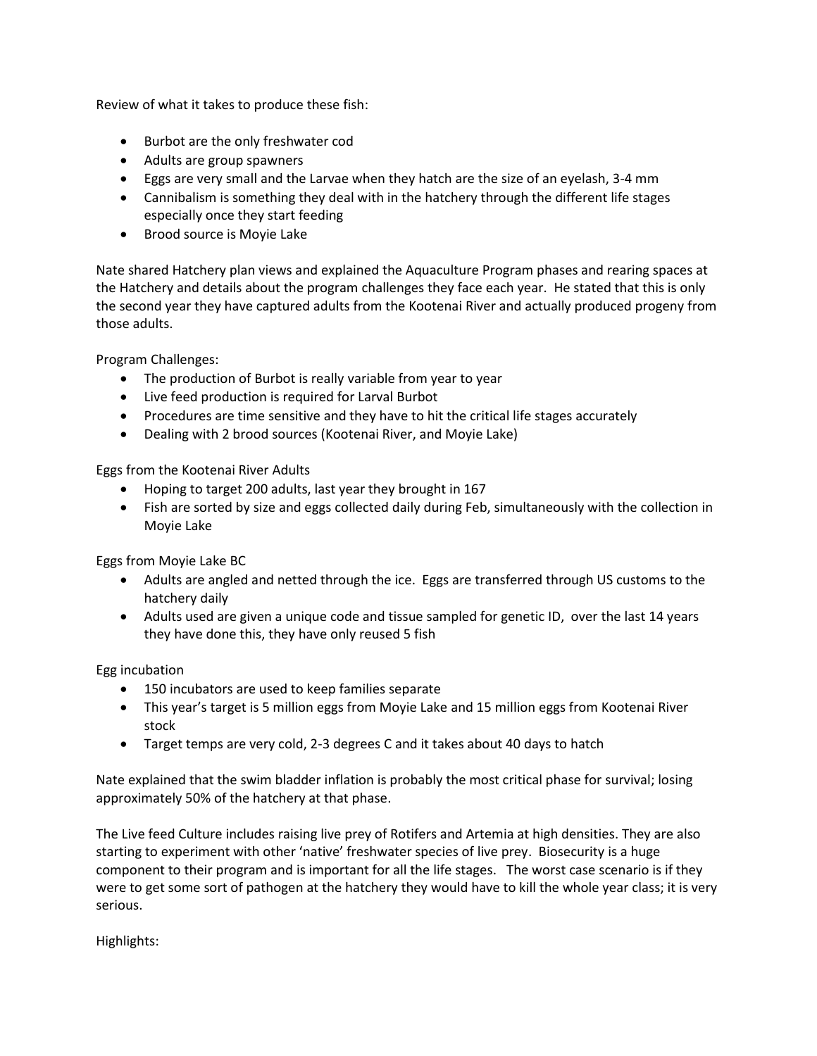Review of what it takes to produce these fish:

- Burbot are the only freshwater cod
- Adults are group spawners
- Eggs are very small and the Larvae when they hatch are the size of an eyelash, 3-4 mm
- Cannibalism is something they deal with in the hatchery through the different life stages especially once they start feeding
- Brood source is Moyie Lake

Nate shared Hatchery plan views and explained the Aquaculture Program phases and rearing spaces at the Hatchery and details about the program challenges they face each year. He stated that this is only the second year they have captured adults from the Kootenai River and actually produced progeny from those adults.

Program Challenges:

- The production of Burbot is really variable from year to year
- Live feed production is required for Larval Burbot
- Procedures are time sensitive and they have to hit the critical life stages accurately
- Dealing with 2 brood sources (Kootenai River, and Moyie Lake)

Eggs from the Kootenai River Adults

- Hoping to target 200 adults, last year they brought in 167
- Fish are sorted by size and eggs collected daily during Feb, simultaneously with the collection in Moyie Lake

Eggs from Moyie Lake BC

- Adults are angled and netted through the ice. Eggs are transferred through US customs to the hatchery daily
- Adults used are given a unique code and tissue sampled for genetic ID, over the last 14 years they have done this, they have only reused 5 fish

Egg incubation

- 150 incubators are used to keep families separate
- This year's target is 5 million eggs from Moyie Lake and 15 million eggs from Kootenai River stock
- Target temps are very cold, 2-3 degrees C and it takes about 40 days to hatch

Nate explained that the swim bladder inflation is probably the most critical phase for survival; losing approximately 50% of the hatchery at that phase.

The Live feed Culture includes raising live prey of Rotifers and Artemia at high densities. They are also starting to experiment with other 'native' freshwater species of live prey. Biosecurity is a huge component to their program and is important for all the life stages. The worst case scenario is if they were to get some sort of pathogen at the hatchery they would have to kill the whole year class; it is very serious.

Highlights: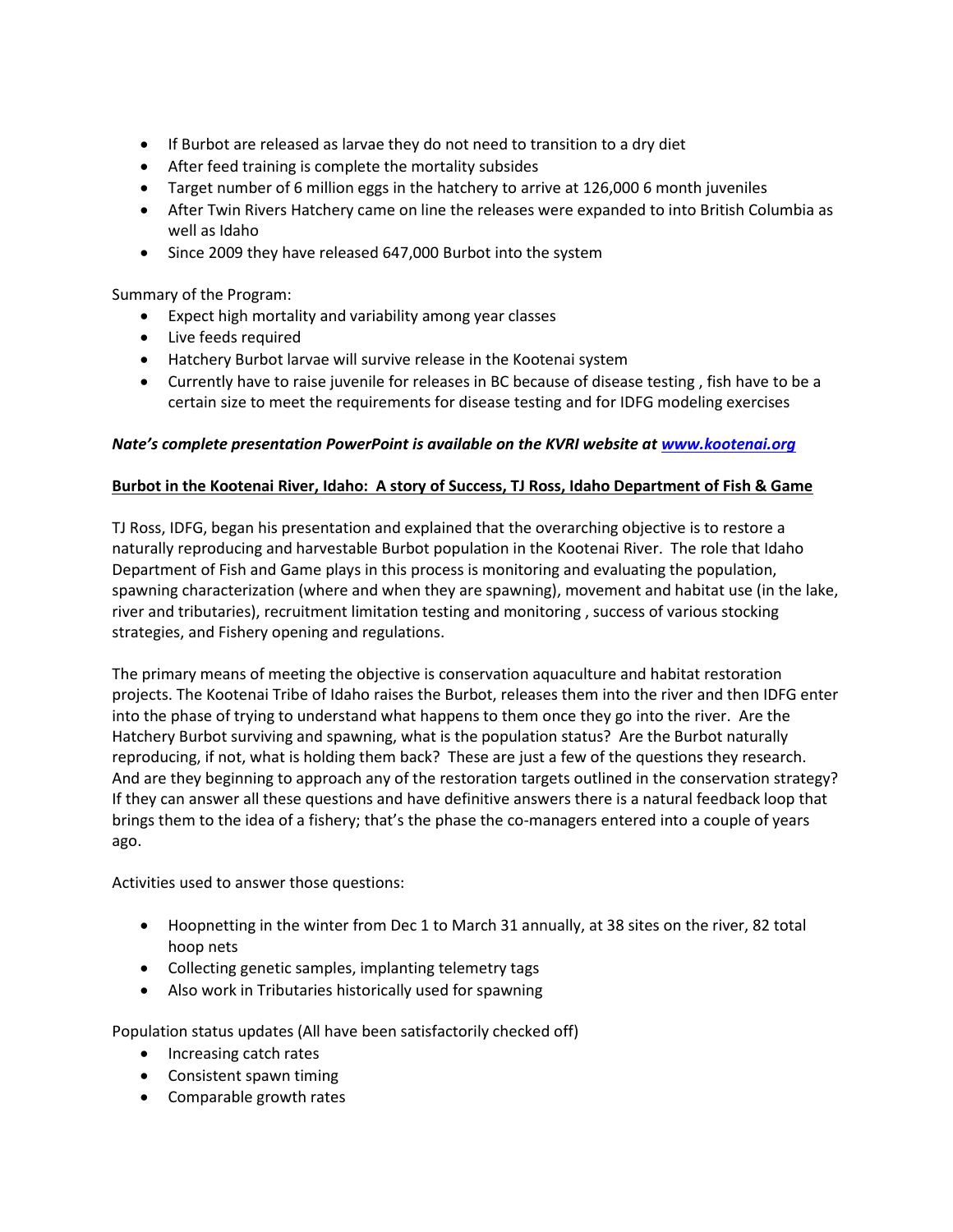- If Burbot are released as larvae they do not need to transition to a dry diet
- After feed training is complete the mortality subsides
- Target number of 6 million eggs in the hatchery to arrive at 126,000 6 month juveniles
- After Twin Rivers Hatchery came on line the releases were expanded to into British Columbia as well as Idaho
- Since 2009 they have released 647,000 Burbot into the system

Summary of the Program:

- Expect high mortality and variability among year classes
- Live feeds required
- Hatchery Burbot larvae will survive release in the Kootenai system
- Currently have to raise juvenile for releases in BC because of disease testing , fish have to be a certain size to meet the requirements for disease testing and for IDFG modeling exercises

***Nate's complete presentation PowerPoint is available on the KVRI website at [www.kootenai.org](http://www.kootenai.org)***

**Burbot in the Kootenai River, Idaho: A story of Success, TJ Ross, Idaho Department of Fish & Game**

TJ Ross, IDFG, began his presentation and explained that the overarching objective is to restore a naturally reproducing and harvestable Burbot population in the Kootenai River. The role that Idaho Department of Fish and Game plays in this process is monitoring and evaluating the population, spawning characterization (where and when they are spawning), movement and habitat use (in the lake, river and tributaries), recruitment limitation testing and monitoring , success of various stocking strategies, and Fishery opening and regulations.

The primary means of meeting the objective is conservation aquaculture and habitat restoration projects. The Kootenai Tribe of Idaho raises the Burbot, releases them into the river and then IDFG enter into the phase of trying to understand what happens to them once they go into the river. Are the Hatchery Burbot surviving and spawning, what is the population status? Are the Burbot naturally reproducing, if not, what is holding them back? These are just a few of the questions they research. And are they beginning to approach any of the restoration targets outlined in the conservation strategy? If they can answer all these questions and have definitive answers there is a natural feedback loop that brings them to the idea of a fishery; that's the phase the co-managers entered into a couple of years ago.

Activities used to answer those questions:

- Hoopnetting in the winter from Dec 1 to March 31 annually, at 38 sites on the river, 82 total hoop nets
- Collecting genetic samples, implanting telemetry tags
- Also work in Tributaries historically used for spawning

Population status updates (All have been satisfactorily checked off)

- Increasing catch rates
- Consistent spawn timing
- Comparable growth rates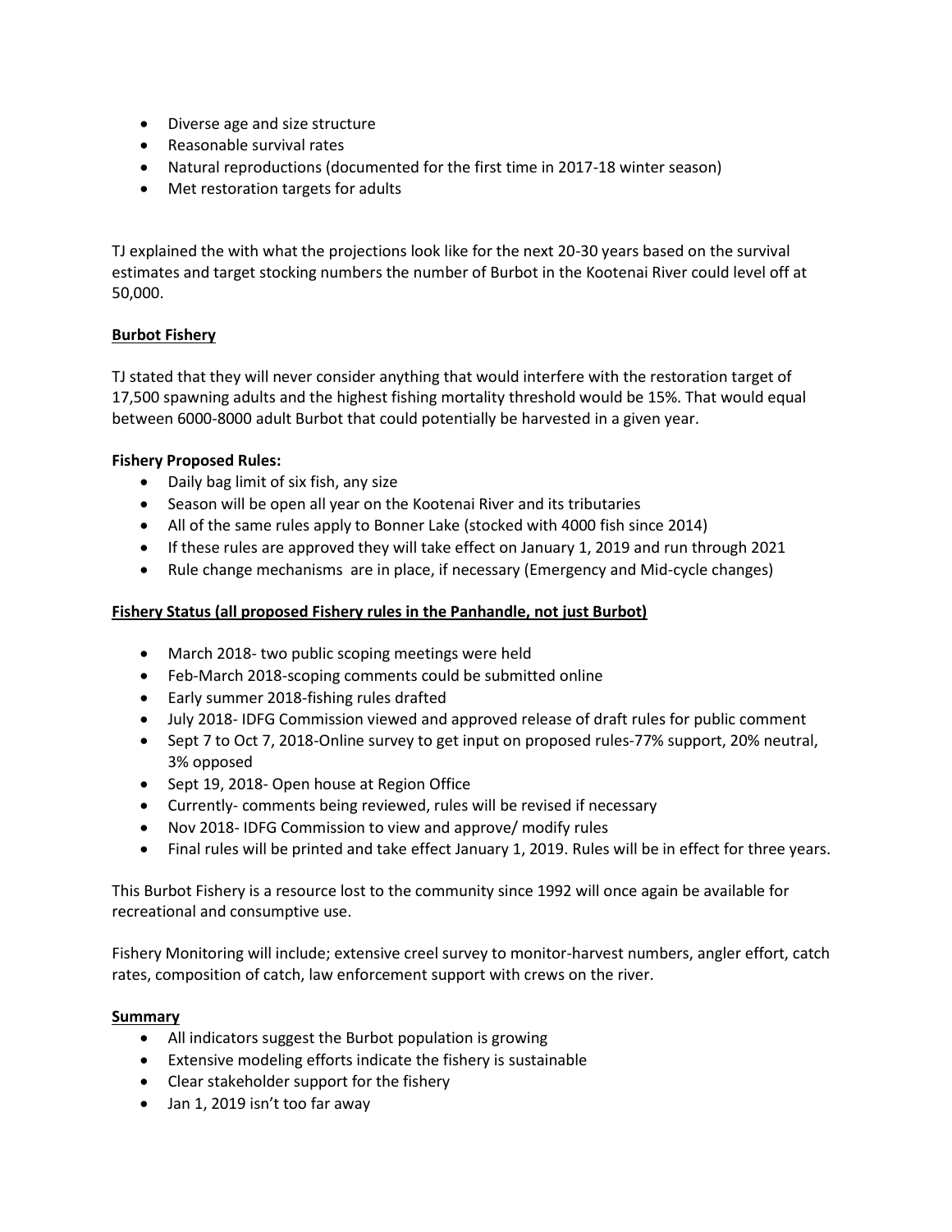- Diverse age and size structure
- Reasonable survival rates
- Natural reproductions (documented for the first time in 2017-18 winter season)
- Met restoration targets for adults

TJ explained the with what the projections look like for the next 20-30 years based on the survival estimates and target stocking numbers the number of Burbot in the Kootenai River could level off at 50,000.

**Burbot Fishery**

TJ stated that they will never consider anything that would interfere with the restoration target of 17,500 spawning adults and the highest fishing mortality threshold would be 15%. That would equal between 6000-8000 adult Burbot that could potentially be harvested in a given year.

**Fishery Proposed Rules:**

- Daily bag limit of six fish, any size
- Season will be open all year on the Kootenai River and its tributaries
- All of the same rules apply to Bonner Lake (stocked with 4000 fish since 2014)
- If these rules are approved they will take effect on January 1, 2019 and run through 2021
- Rule change mechanisms are in place, if necessary (Emergency and Mid-cycle changes)

**Fishery Status (all proposed Fishery rules in the Panhandle, not just Burbot)**

- March 2018- two public scoping meetings were held
- Feb-March 2018-scoping comments could be submitted online
- Early summer 2018-fishing rules drafted
- July 2018- IDFG Commission viewed and approved release of draft rules for public comment
- Sept 7 to Oct 7, 2018-Online survey to get input on proposed rules-77% support, 20% neutral, 3% opposed
- Sept 19, 2018- Open house at Region Office
- Currently- comments being reviewed, rules will be revised if necessary
- Nov 2018- IDFG Commission to view and approve/ modify rules
- Final rules will be printed and take effect January 1, 2019. Rules will be in effect for three years.

This Burbot Fishery is a resource lost to the community since 1992 will once again be available for recreational and consumptive use.

Fishery Monitoring will include; extensive creel survey to monitor-harvest numbers, angler effort, catch rates, composition of catch, law enforcement support with crews on the river.

**Summary**

- All indicators suggest the Burbot population is growing
- Extensive modeling efforts indicate the fishery is sustainable
- Clear stakeholder support for the fishery
- Jan 1, 2019 isn't too far away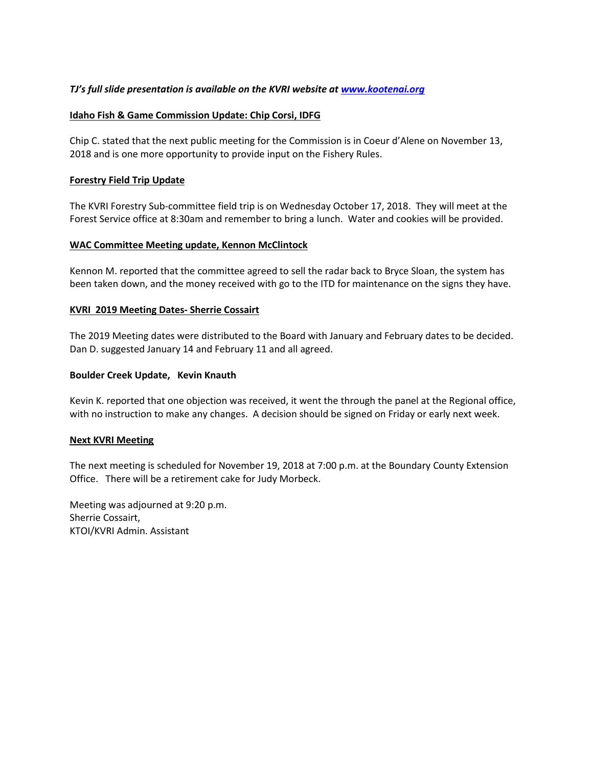***TJ's full slide presentation is available on the KVRI website at [www.kootenai.org](http://www.kootenai.org)***

**<u>Idaho Fish & Game Commission Update: Chip Corsi, IDFG</u>**

Chip C. stated that the next public meeting for the Commission is in Coeur d'Alene on November 13, 2018 and is one more opportunity to provide input on the Fishery Rules.

**<u>Forestry Field Trip Update</u>**

The KVRI Forestry Sub-committee field trip is on Wednesday October 17, 2018. They will meet at the Forest Service office at 8:30am and remember to bring a lunch. Water and cookies will be provided.

**<u>WAC Committee Meeting update, Kennon McClintock</u>**

Kennon M. reported that the committee agreed to sell the radar back to Bryce Sloan, the system has been taken down, and the money received with go to the ITD for maintenance on the signs they have.

**<u>KVRI 2019 Meeting Dates- Sherrie Cossairt</u>**

The 2019 Meeting dates were distributed to the Board with January and February dates to be decided. Dan D. suggested January 14 and February 11 and all agreed.

**Boulder Creek Update, Kevin Knauth**

Kevin K. reported that one objection was received, it went the through the panel at the Regional office, with no instruction to make any changes. A decision should be signed on Friday or early next week.

**<u>Next KVRI Meeting</u>**

The next meeting is scheduled for November 19, 2018 at 7:00 p.m. at the Boundary County Extension Office. There will be a retirement cake for Judy Morbeck.

Meeting was adjourned at 9:20 p.m.
Sherrie Cossairt,
KTOI/KVRI Admin. Assistant